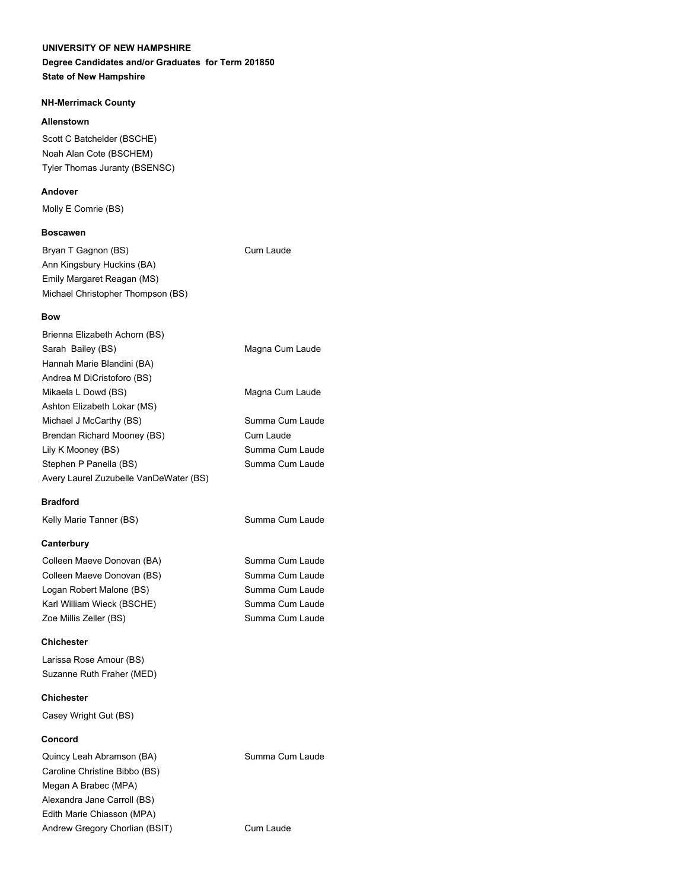**UNIVERSITY OF NEW HAMPSHIRE**

**Degree Candidates and/or Graduates for Term 201850**

**State of New Hampshire**

### NH-Merrimack County

#### Allenstown

Scott C Batchelder (BSCHE)
Noah Alan Cote (BSCHEM)
Tyler Thomas Juranty (BSENSC)

#### Andover

Molly E Comrie (BS)

#### Boscawen

| | |
|---|---|
| Bryan T Gagnon (BS) | Cum Laude |
| Ann Kingsbury Huckins (BA) | |
| Emily Margaret Reagan (MS) | |
| Michael Christopher Thompson (BS) | |

#### Bow

| | |
|---|---|
| Brienna Elizabeth Achorn (BS) | |
| Sarah Bailey (BS) | Magna Cum Laude |
| Hannah Marie Blandini (BA) | |
| Andrea M DiCristoforo (BS) | |
| Mikaela L Dowd (BS) | Magna Cum Laude |
| Ashton Elizabeth Lokar (MS) | |
| Michael J McCarthy (BS) | Summa Cum Laude |
| Brendan Richard Mooney (BS) | Cum Laude |
| Lily K Mooney (BS) | Summa Cum Laude |
| Stephen P Panella (BS) | Summa Cum Laude |
| Avery Laurel Zuzubelle VanDeWater (BS) | |

#### Bradford

| | |
|---|---|
| Kelly Marie Tanner (BS) | Summa Cum Laude |

#### Canterbury

| | |
|---|---|
| Colleen Maeve Donovan (BA) | Summa Cum Laude |
| Colleen Maeve Donovan (BS) | Summa Cum Laude |
| Logan Robert Malone (BS) | Summa Cum Laude |
| Karl William Wieck (BSCHE) | Summa Cum Laude |
| Zoe Millis Zeller (BS) | Summa Cum Laude |

#### Chichester

Larissa Rose Amour (BS)
Suzanne Ruth Fraher (MED)

#### Chichester

Casey Wright Gut (BS)

#### Concord

| | |
|---|---|
| Quincy Leah Abramson (BA) | Summa Cum Laude |
| Caroline Christine Bibbo (BS) | |
| Megan A Brabec (MPA) | |
| Alexandra Jane Carroll (BS) | |
| Edith Marie Chiasson (MPA) | |
| Andrew Gregory Chorlian (BSIT) | Cum Laude |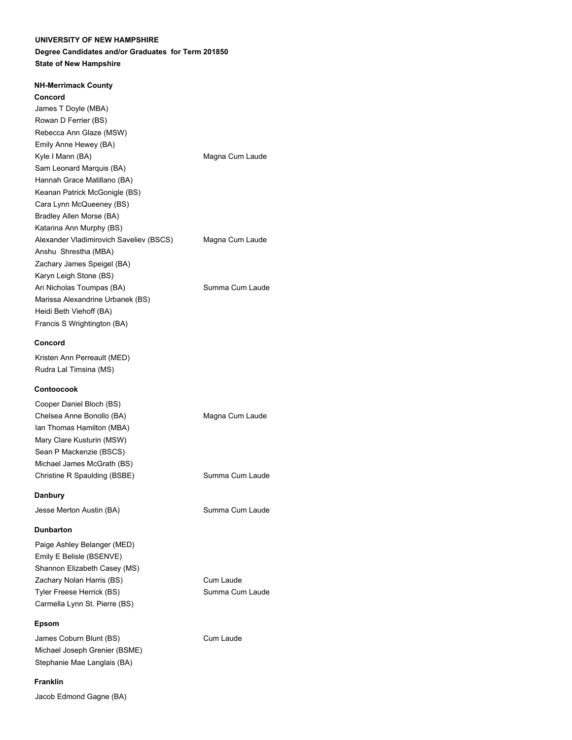**UNIVERSITY OF NEW HAMPSHIRE**

**Degree Candidates and/or Graduates for Term 201850**

**State of New Hampshire**

**NH-Merrimack County**

**Concord**

| Name | Honors |
|---|---|
| James T Doyle (MBA) | |
| Rowan D Ferrier (BS) | |
| Rebecca Ann Glaze (MSW) | |
| Emily Anne Hewey (BA) | |
| Kyle I Mann (BA) | Magna Cum Laude |
| Sam Leonard Marquis (BA) | |
| Hannah Grace Matillano (BA) | |
| Keanan Patrick McGonigle (BS) | |
| Cara Lynn McQueeney (BS) | |
| Bradley Allen Morse (BA) | |
| Katarina Ann Murphy (BS) | |
| Alexander Vladimirovich Saveliev (BSCS) | Magna Cum Laude |
| Anshu Shrestha (MBA) | |
| Zachary James Speigel (BA) | |
| Karyn Leigh Stone (BS) | |
| Ari Nicholas Toumpas (BA) | Summa Cum Laude |
| Marissa Alexandrine Urbanek (BS) | |
| Heidi Beth Viehoff (BA) | |
| Francis S Wrightington (BA) | |

**Concord**

Kristen Ann Perreault (MED)
Rudra Lal Timsina (MS)

**Contoocook**

| Name | Honors |
|---|---|
| Cooper Daniel Bloch (BS) | |
| Chelsea Anne Bonollo (BA) | Magna Cum Laude |
| Ian Thomas Hamilton (MBA) | |
| Mary Clare Kusturin (MSW) | |
| Sean P Mackenzie (BSCS) | |
| Michael James McGrath (BS) | |
| Christine R Spaulding (BSBE) | Summa Cum Laude |

**Danbury**

| Name | Honors |
|---|---|
| Jesse Merton Austin (BA) | Summa Cum Laude |

**Dunbarton**

| Name | Honors |
|---|---|
| Paige Ashley Belanger (MED) | |
| Emily E Belisle (BSENVE) | |
| Shannon Elizabeth Casey (MS) | |
| Zachary Nolan Harris (BS) | Cum Laude |
| Tyler Freese Herrick (BS) | Summa Cum Laude |
| Carmella Lynn St. Pierre (BS) | |

**Epsom**

| Name | Honors |
|---|---|
| James Coburn Blunt (BS) | Cum Laude |
| Michael Joseph Grenier (BSME) | |
| Stephanie Mae Langlais (BA) | |

**Franklin**

Jacob Edmond Gagne (BA)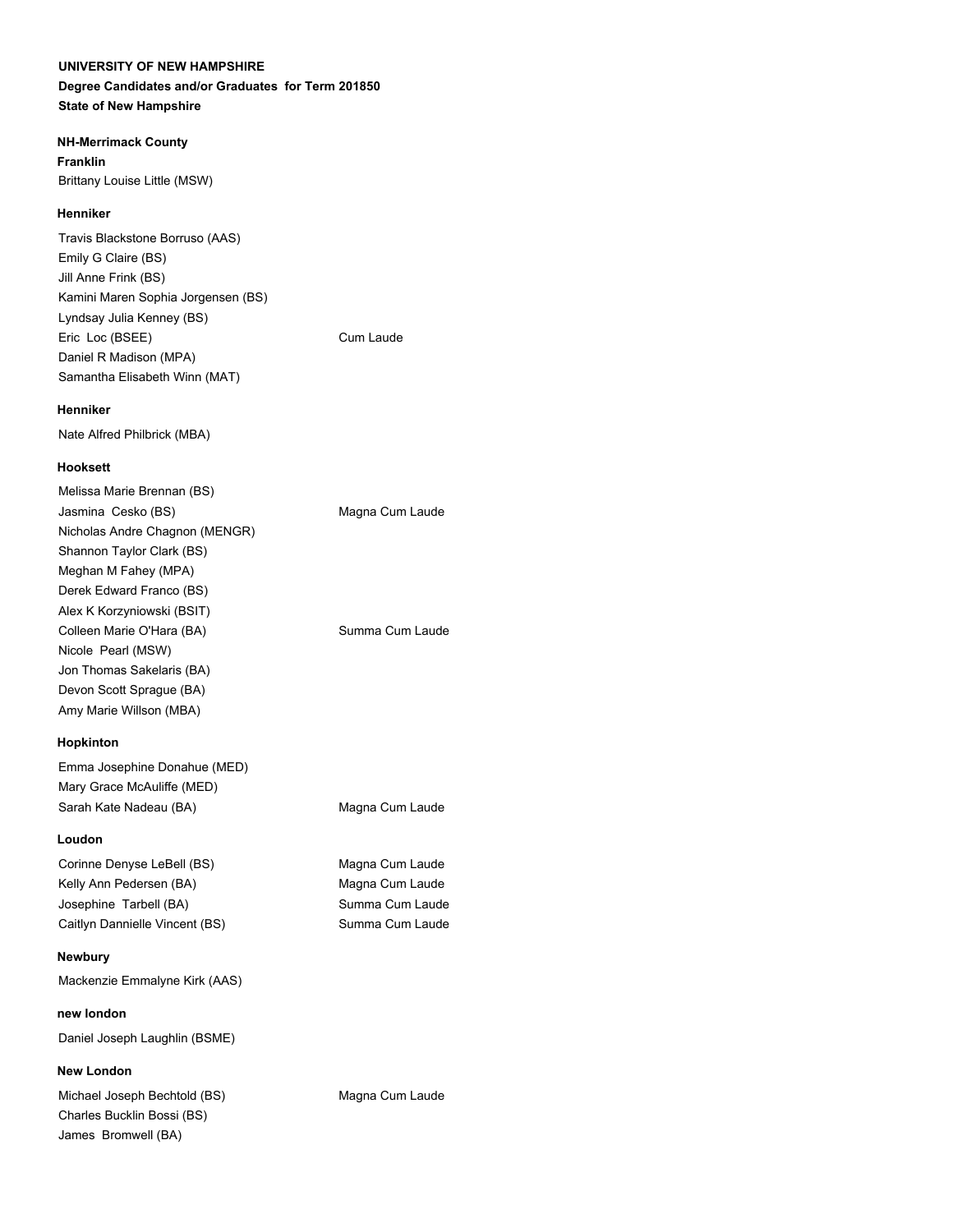**UNIVERSITY OF NEW HAMPSHIRE**

**Degree Candidates and/or Graduates for Term 201850**

**State of New Hampshire**

**NH-Merrimack County**

**Franklin**

Brittany Louise Little (MSW)

**Henniker**

| Name | Honors |
|---|---|
| Travis Blackstone Borruso (AAS) | |
| Emily G Claire (BS) | |
| Jill Anne Frink (BS) | |
| Kamini Maren Sophia Jorgensen (BS) | |
| Lyndsay Julia Kenney (BS) | |
| Eric Loc (BSEE) | Cum Laude |
| Daniel R Madison (MPA) | |
| Samantha Elisabeth Winn (MAT) | |

**Henniker**

Nate Alfred Philbrick (MBA)

**Hooksett**

| Name | Honors |
|---|---|
| Melissa Marie Brennan (BS) | |
| Jasmina Cesko (BS) | Magna Cum Laude |
| Nicholas Andre Chagnon (MENGR) | |
| Shannon Taylor Clark (BS) | |
| Meghan M Fahey (MPA) | |
| Derek Edward Franco (BS) | |
| Alex K Korzyniowski (BSIT) | |
| Colleen Marie O'Hara (BA) | Summa Cum Laude |
| Nicole Pearl (MSW) | |
| Jon Thomas Sakelaris (BA) | |
| Devon Scott Sprague (BA) | |
| Amy Marie Willson (MBA) | |

**Hopkinton**

| Name | Honors |
|---|---|
| Emma Josephine Donahue (MED) | |
| Mary Grace McAuliffe (MED) | |
| Sarah Kate Nadeau (BA) | Magna Cum Laude |

**Loudon**

| Name | Honors |
|---|---|
| Corinne Denyse LeBell (BS) | Magna Cum Laude |
| Kelly Ann Pedersen (BA) | Magna Cum Laude |
| Josephine Tarbell (BA) | Summa Cum Laude |
| Caitlyn Dannielle Vincent (BS) | Summa Cum Laude |

**Newbury**

Mackenzie Emmalyne Kirk (AAS)

**new london**

Daniel Joseph Laughlin (BSME)

**New London**

| Name | Honors |
|---|---|
| Michael Joseph Bechtold (BS) | Magna Cum Laude |
| Charles Bucklin Bossi (BS) | |
| James Bromwell (BA) | |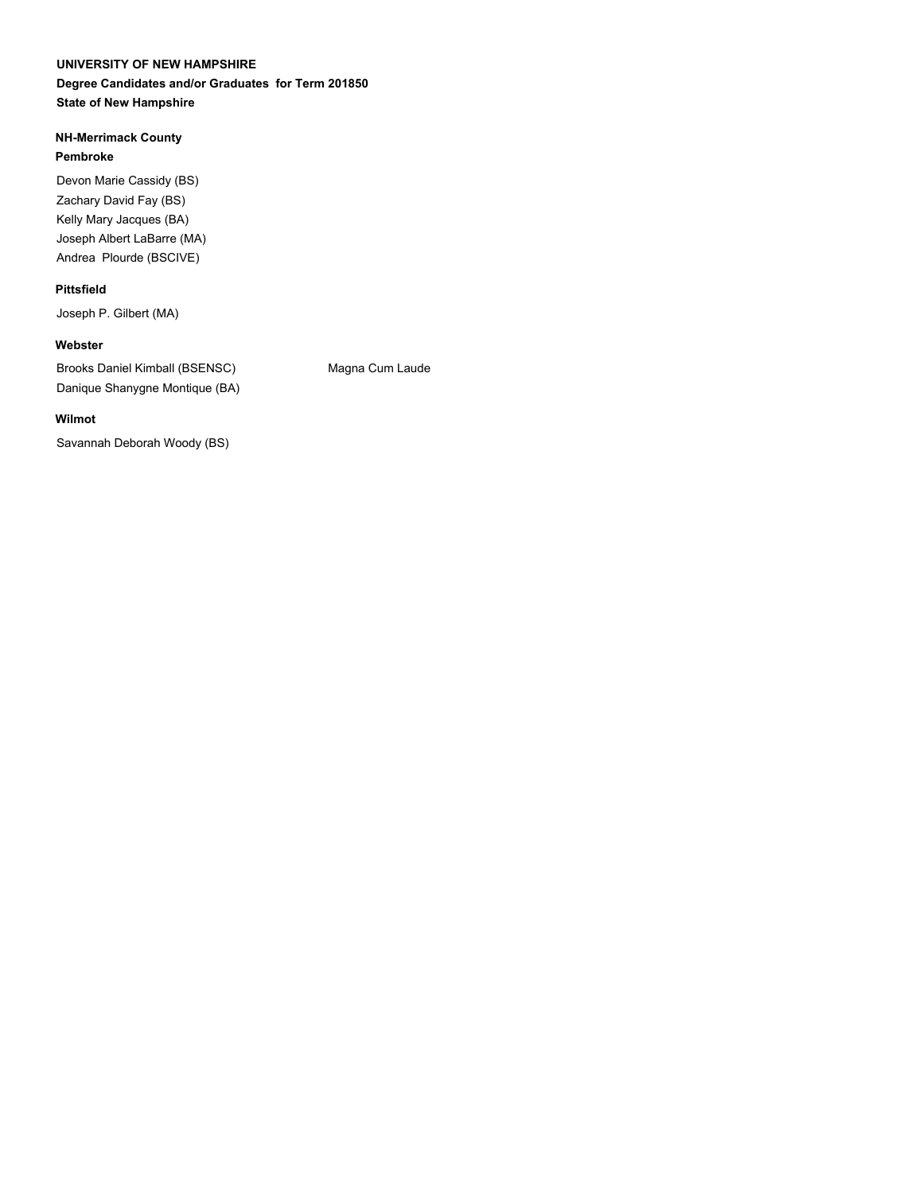**UNIVERSITY OF NEW HAMPSHIRE**

**Degree Candidates and/or Graduates for Term 201850**

**State of New Hampshire**

**NH-Merrimack County**

**Pembroke**

Devon Marie Cassidy (BS)
Zachary David Fay (BS)
Kelly Mary Jacques (BA)
Joseph Albert LaBarre (MA)
Andrea Plourde (BSCIVE)

**Pittsfield**

Joseph P. Gilbert (MA)

**Webster**

Brooks Daniel Kimball (BSENSC) Magna Cum Laude
Danique Shanygne Montique (BA)

**Wilmot**

Savannah Deborah Woody (BS)